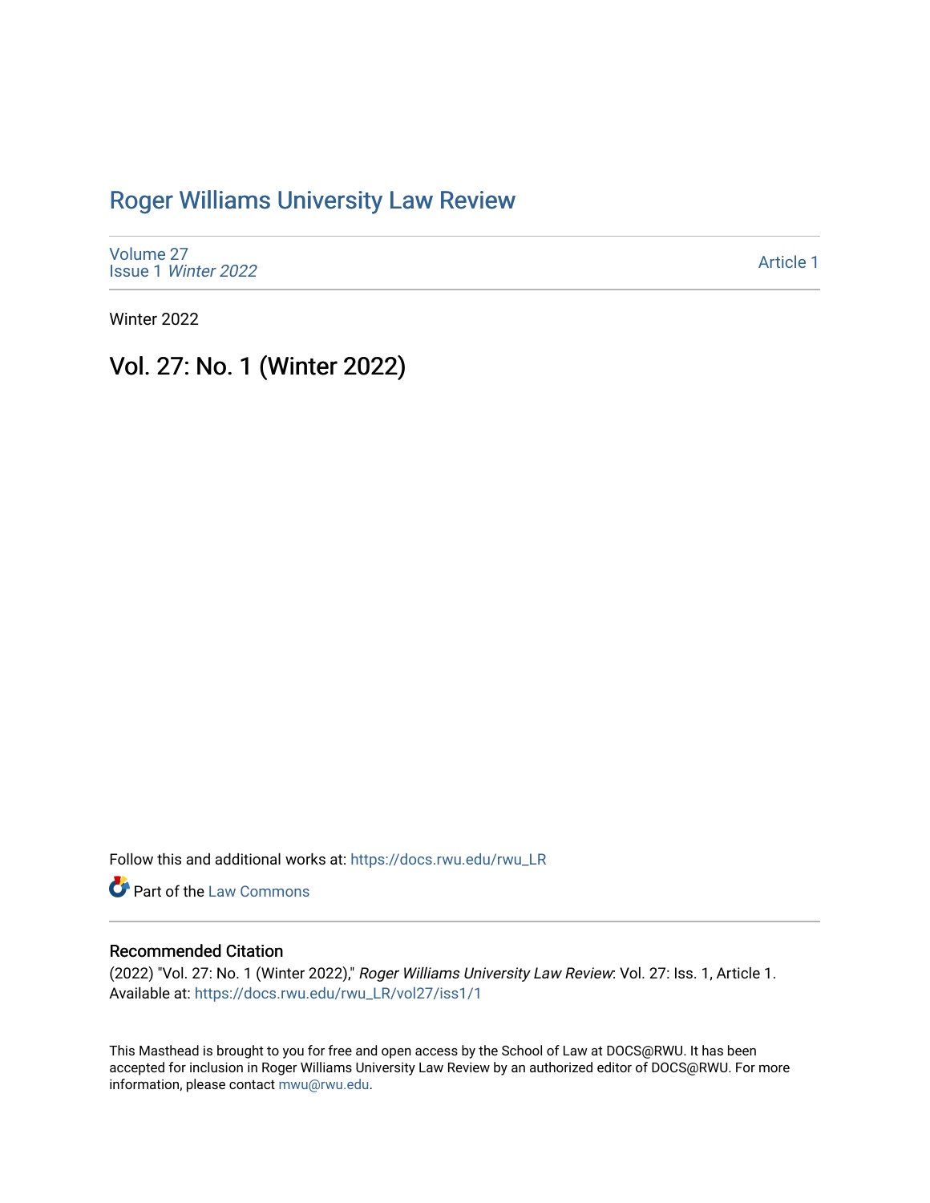# Roger Williams University Law Review

Volume 27
Issue 1 *Winter 2022*

Article 1

Winter 2022

## Vol. 27: No. 1 (Winter 2022)

Follow this and additional works at: https://docs.rwu.edu/rwu_LR

Part of the Law Commons

### Recommended Citation

(2022) "Vol. 27: No. 1 (Winter 2022)," *Roger Williams University Law Review*: Vol. 27: Iss. 1, Article 1.
Available at: https://docs.rwu.edu/rwu_LR/vol27/iss1/1

This Masthead is brought to you for free and open access by the School of Law at DOCS@RWU. It has been accepted for inclusion in Roger Williams University Law Review by an authorized editor of DOCS@RWU. For more information, please contact mwu@rwu.edu.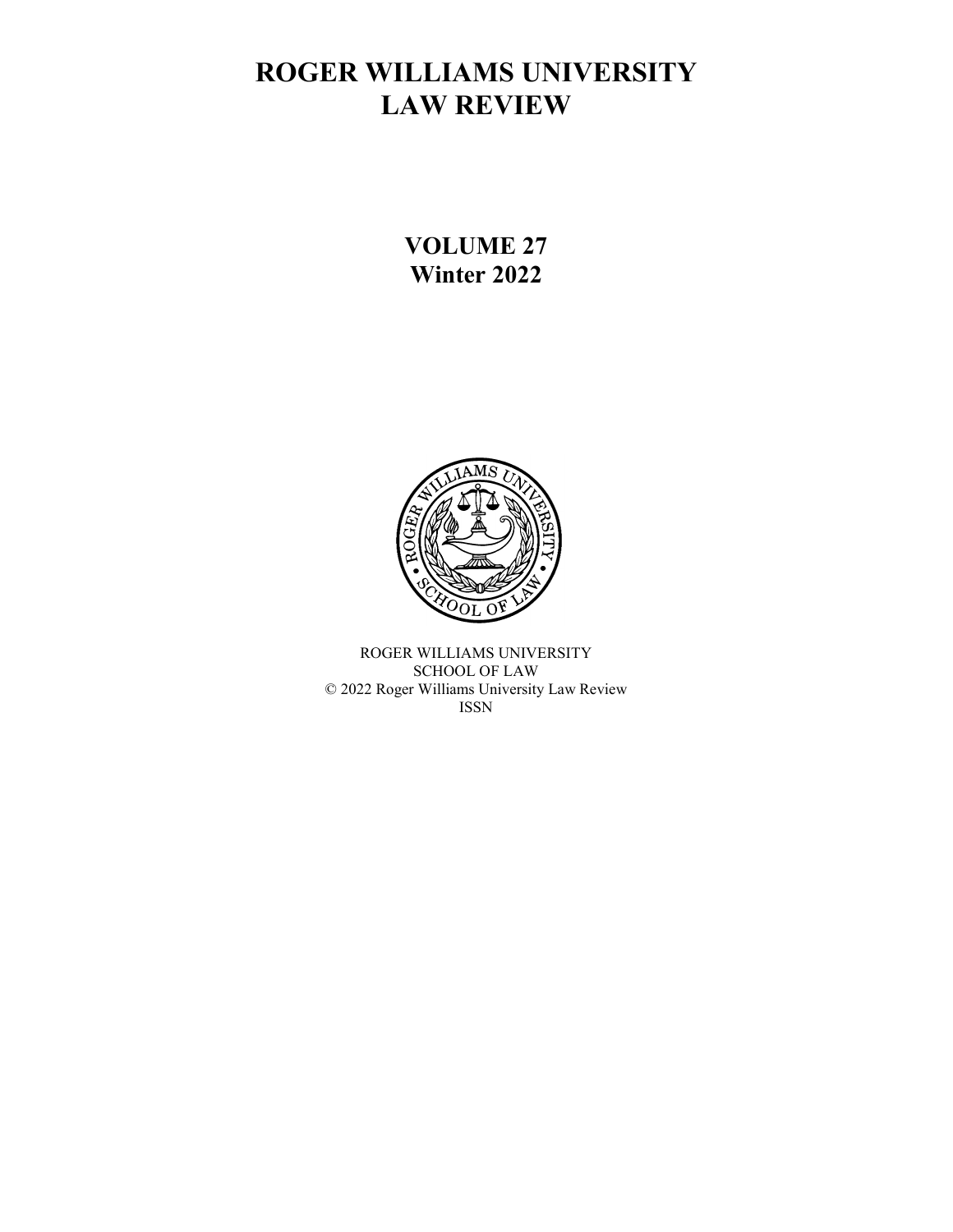# ROGER WILLIAMS UNIVERSITY LAW REVIEW

## VOLUME 27
## Winter 2022

ROGER WILLIAMS UNIVERSITY
SCHOOL OF LAW
© 2022 Roger Williams University Law Review
ISSN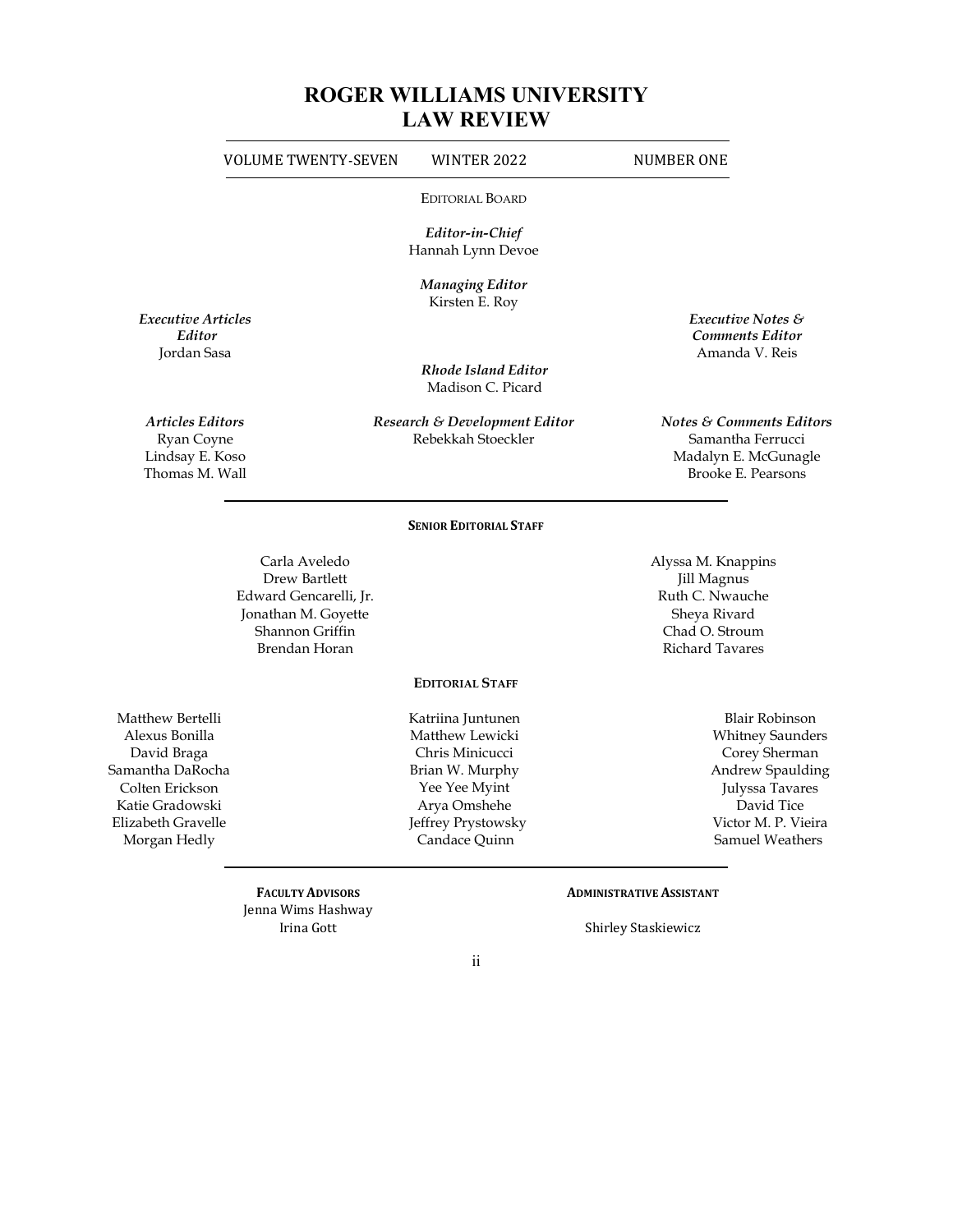# ROGER WILLIAMS UNIVERSITY LAW REVIEW

VOLUME TWENTY-SEVEN WINTER 2022 NUMBER ONE

EDITORIAL BOARD

***Editor-in-Chief***
Hannah Lynn Devoe

***Managing Editor***
Kirsten E. Roy

***Executive Articles Editor***
Jordan Sasa

***Executive Notes & Comments Editor***
Amanda V. Reis

***Rhode Island Editor***
Madison C. Picard

***Articles Editors***
Ryan Coyne
Lindsay E. Koso
Thomas M. Wall

***Research & Development Editor***
Rebekkah Stoeckler

***Notes & Comments Editors***
Samantha Ferrucci
Madalyn E. McGunagle
Brooke E. Pearsons

**SENIOR EDITORIAL STAFF**

Carla Aveledo
Drew Bartlett
Edward Gencarelli, Jr.
Jonathan M. Goyette
Shannon Griffin
Brendan Horan
Alyssa M. Knappins
Jill Magnus
Ruth C. Nwauche
Sheya Rivard
Chad O. Stroum
Richard Tavares

**EDITORIAL STAFF**

Matthew Bertelli
Alexus Bonilla
David Braga
Samantha DaRocha
Colten Erickson
Katie Gradowski
Elizabeth Gravelle
Morgan Hedly
Katriina Juntunen
Matthew Lewicki
Chris Minicucci
Brian W. Murphy
Yee Yee Myint
Arya Omshehe
Jeffrey Prystowsky
Candace Quinn
Blair Robinson
Whitney Saunders
Corey Sherman
Andrew Spaulding
Julyssa Tavares
David Tice
Victor M. P. Vieira
Samuel Weathers

**FACULTY ADVISORS**
Jenna Wims Hashway
Irina Gott

**ADMINISTRATIVE ASSISTANT**
Shirley Staskiewicz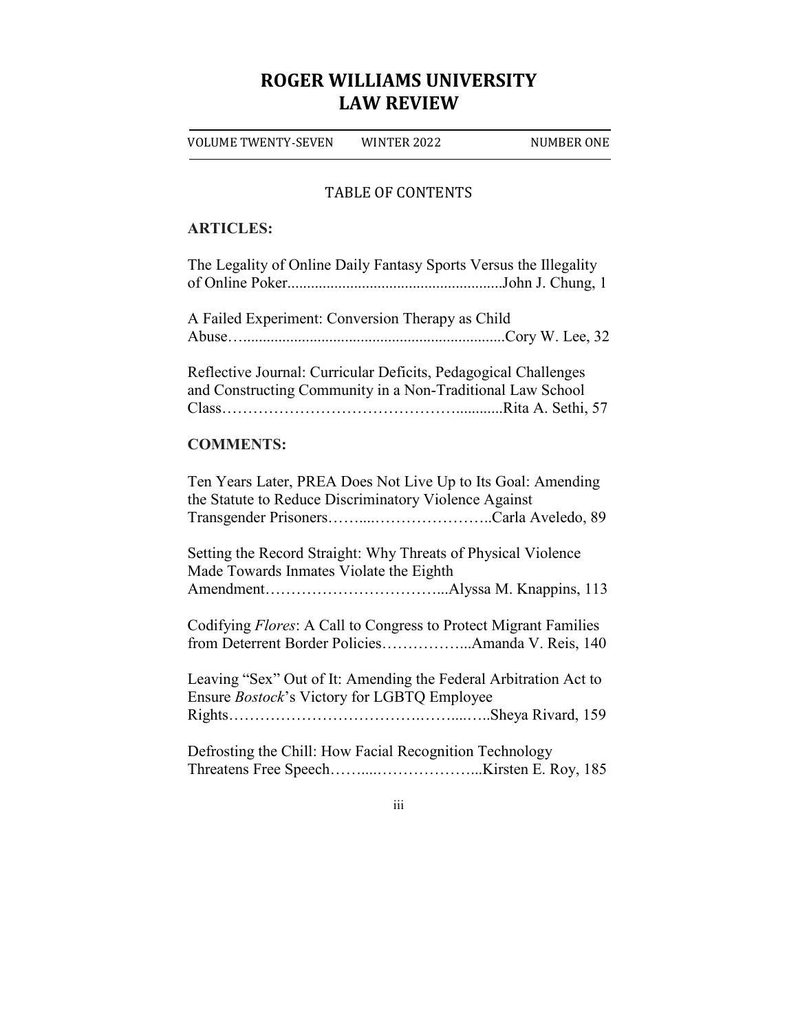# ROGER WILLIAMS UNIVERSITY LAW REVIEW

VOLUME TWENTY-SEVEN WINTER 2022 NUMBER ONE

## TABLE OF CONTENTS

### ARTICLES:

The Legality of Online Daily Fantasy Sports Versus the Illegality of Online Poker......................................................John J. Chung, 1

A Failed Experiment: Conversion Therapy as Child Abuse….................................................................Cory W. Lee, 32

Reflective Journal: Curricular Deficits, Pedagogical Challenges and Constructing Community in a Non-Traditional Law School Class……………………………………............Rita A. Sethi, 57

### COMMENTS:

Ten Years Later, PREA Does Not Live Up to Its Goal: Amending the Statute to Reduce Discriminatory Violence Against Transgender Prisoners……...…………………..Carla Aveledo, 89

Setting the Record Straight: Why Threats of Physical Violence Made Towards Inmates Violate the Eighth Amendment……………………………...Alyssa M. Knappins, 113

Codifying *Flores*: A Call to Congress to Protect Migrant Families from Deterrent Border Policies……………...Amanda V. Reis, 140

Leaving "Sex" Out of It: Amending the Federal Arbitration Act to Ensure *Bostock*'s Victory for LGBTQ Employee Rights……………………………….……...…..Sheya Rivard, 159

Defrosting the Chill: How Facial Recognition Technology Threatens Free Speech……...………………...Kirsten E. Roy, 185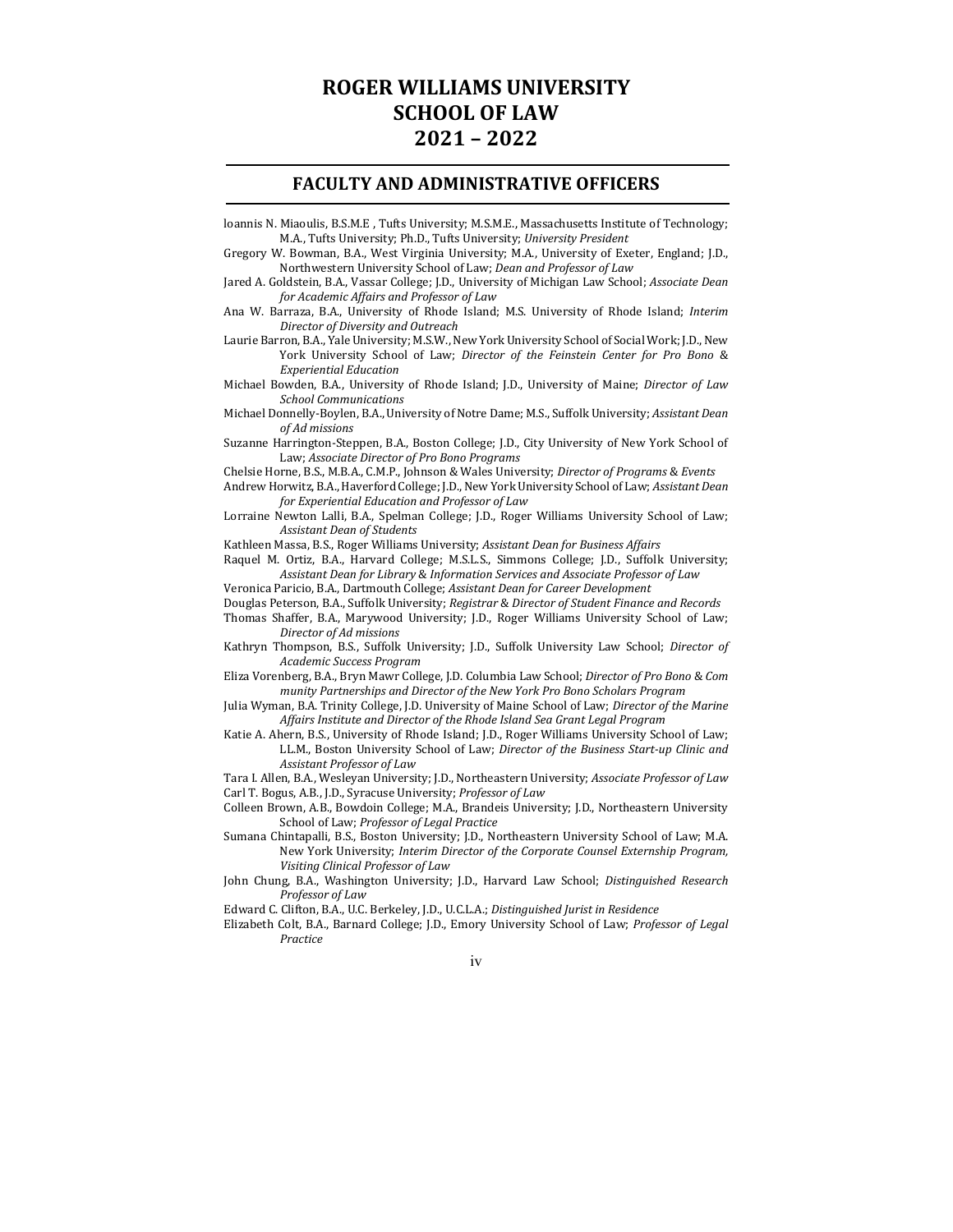# ROGER WILLIAMS UNIVERSITY SCHOOL OF LAW 2021 – 2022

## FACULTY AND ADMINISTRATIVE OFFICERS

Ioannis N. Miaoulis, B.S.M.E , Tufts University; M.S.M.E., Massachusetts Institute of Technology; M.A., Tufts University; Ph.D., Tufts University; *University President*

Gregory W. Bowman, B.A., West Virginia University; M.A., University of Exeter, England; J.D., Northwestern University School of Law; *Dean and Professor of Law*

Jared A. Goldstein, B.A., Vassar College; J.D., University of Michigan Law School; *Associate Dean for Academic Affairs and Professor of Law*

Ana W. Barraza, B.A., University of Rhode Island; M.S. University of Rhode Island; *Interim Director of Diversity and Outreach*

Laurie Barron, B.A., Yale University; M.S.W., New York University School of Social Work; J.D., New York University School of Law; *Director of the Feinstein Center for Pro Bono & Experiential Education*

Michael Bowden, B.A., University of Rhode Island; J.D., University of Maine; *Director of Law School Communications*

Michael Donnelly-Boylen, B.A., University of Notre Dame; M.S., Suffolk University; *Assistant Dean of Ad missions*

Suzanne Harrington-Steppen, B.A., Boston College; J.D., City University of New York School of Law; *Associate Director of Pro Bono Programs*

Chelsie Horne, B.S., M.B.A., C.M.P., Johnson & Wales University; *Director of Programs & Events*

Andrew Horwitz, B.A., Haverford College; J.D., New York University School of Law; *Assistant Dean for Experiential Education and Professor of Law*

Lorraine Newton Lalli, B.A., Spelman College; J.D., Roger Williams University School of Law; *Assistant Dean of Students*

Kathleen Massa, B.S., Roger Williams University; *Assistant Dean for Business Affairs*

Raquel M. Ortiz, B.A., Harvard College; M.S.L.S., Simmons College; J.D., Suffolk University; *Assistant Dean for Library & Information Services and Associate Professor of Law*

Veronica Paricio, B.A., Dartmouth College; *Assistant Dean for Career Development*

Douglas Peterson, B.A., Suffolk University; *Registrar & Director of Student Finance and Records*

Thomas Shaffer, B.A., Marywood University; J.D., Roger Williams University School of Law; *Director of Ad missions*

Kathryn Thompson, B.S., Suffolk University; J.D., Suffolk University Law School; *Director of Academic Success Program*

Eliza Vorenberg, B.A., Bryn Mawr College, J.D. Columbia Law School; *Director of Pro Bono & Com munity Partnerships and Director of the New York Pro Bono Scholars Program*

Julia Wyman, B.A. Trinity College, J.D. University of Maine School of Law; *Director of the Marine Affairs Institute and Director of the Rhode Island Sea Grant Legal Program*

Katie A. Ahern, B.S., University of Rhode Island; J.D., Roger Williams University School of Law; LL.M., Boston University School of Law; *Director of the Business Start-up Clinic and Assistant Professor of Law*

Tara I. Allen, B.A., Wesleyan University; J.D., Northeastern University; *Associate Professor of Law*

Carl T. Bogus, A.B., J.D., Syracuse University; *Professor of Law*

Colleen Brown, A.B., Bowdoin College; M.A., Brandeis University; J.D., Northeastern University School of Law; *Professor of Legal Practice*

Sumana Chintapalli, B.S., Boston University; J.D., Northeastern University School of Law; M.A. New York University; *Interim Director of the Corporate Counsel Externship Program, Visiting Clinical Professor of Law*

John Chung, B.A., Washington University; J.D., Harvard Law School; *Distinguished Research Professor of Law*

Edward C. Clifton, B.A., U.C. Berkeley, J.D., U.C.L.A.; *Distinguished Jurist in Residence*

Elizabeth Colt, B.A., Barnard College; J.D., Emory University School of Law; *Professor of Legal Practice*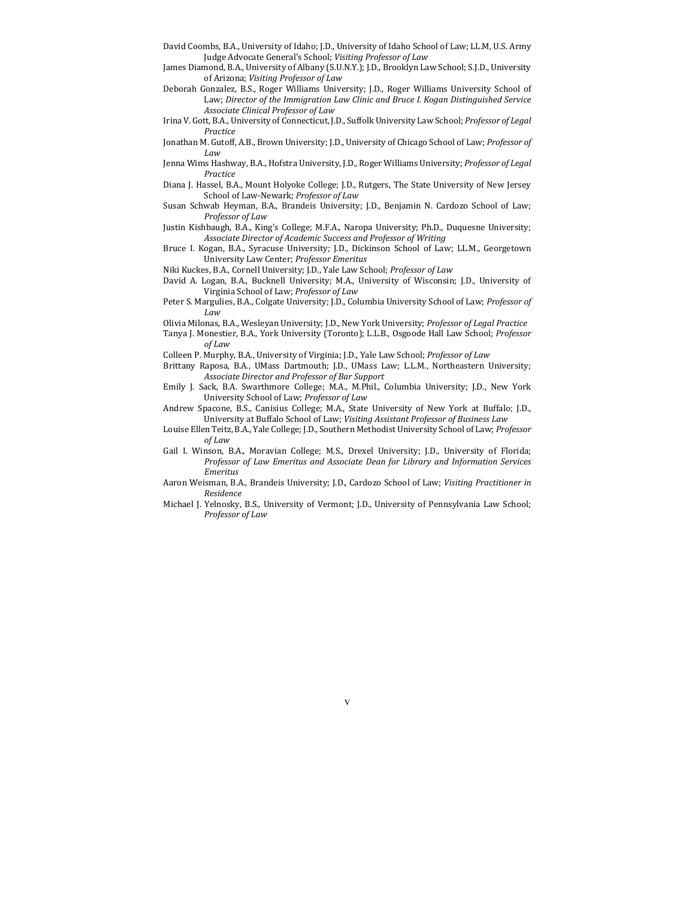David Coombs, B.A., University of Idaho; J.D., University of Idaho School of Law; LL.M, U.S. Army Judge Advocate General's School; *Visiting Professor of Law*

James Diamond, B.A., University of Albany (S.U.N.Y.); J.D., Brooklyn Law School; S.J.D., University of Arizona; *Visiting Professor of Law*

Deborah Gonzalez, B.S., Roger Williams University; J.D., Roger Williams University School of Law; *Director of the Immigration Law Clinic and Bruce I. Kogan Distinguished Service Associate Clinical Professor of Law*

Irina V. Gott, B.A., University of Connecticut, J.D., Suffolk University Law School; *Professor of Legal Practice*

Jonathan M. Gutoff, A.B., Brown University; J.D., University of Chicago School of Law; *Professor of Law*

Jenna Wims Hashway, B.A., Hofstra University, J.D., Roger Williams University; *Professor of Legal Practice*

Diana J. Hassel, B.A., Mount Holyoke College; J.D., Rutgers, The State University of New Jersey School of Law-Newark; *Professor of Law*

Susan Schwab Heyman, B.A., Brandeis University; J.D., Benjamin N. Cardozo School of Law; *Professor of Law*

Justin Kishbaugh, B.A., King's College; M.F.A., Naropa University; Ph.D., Duquesne University; *Associate Director of Academic Success and Professor of Writing*

Bruce I. Kogan, B.A., Syracuse University; J.D., Dickinson School of Law; LL.M., Georgetown University Law Center; *Professor Emeritus*

Niki Kuckes, B.A., Cornell University; J.D., Yale Law School; *Professor of Law*

David A. Logan, B.A., Bucknell University; M.A., University of Wisconsin; J.D., University of Virginia School of Law; *Professor of Law*

Peter S. Margulies, B.A., Colgate University; J.D., Columbia University School of Law; *Professor of Law*

Olivia Milonas, B.A., Wesleyan University; J.D., New York University; *Professor of Legal Practice*

Tanya J. Monestier, B.A., York University (Toronto); L.L.B., Osgoode Hall Law School; *Professor of Law*

Colleen P. Murphy, B.A., University of Virginia; J.D., Yale Law School; *Professor of Law*

Brittany Raposa, B.A., UMass Dartmouth; J.D., UMass Law; L.L.M., Northeastern University; *Associate Director and Professor of Bar Support*

Emily J. Sack, B.A. Swarthmore College; M.A., M.Phil., Columbia University; J.D., New York University School of Law; *Professor of Law*

Andrew Spacone, B.S., Canisius College; M.A., State University of New York at Buffalo; J.D., University at Buffalo School of Law; *Visiting Assistant Professor of Business Law*

Louise Ellen Teitz, B.A., Yale College; J.D., Southern Methodist University School of Law; *Professor of Law*

Gail I. Winson, B.A., Moravian College; M.S., Drexel University; J.D., University of Florida; *Professor of Law Emeritus and Associate Dean for Library and Information Services Emeritus*

Aaron Weisman, B.A., Brandeis University; J.D., Cardozo School of Law; *Visiting Practitioner in Residence*

Michael J. Yelnosky, B.S., University of Vermont; J.D., University of Pennsylvania Law School; *Professor of Law*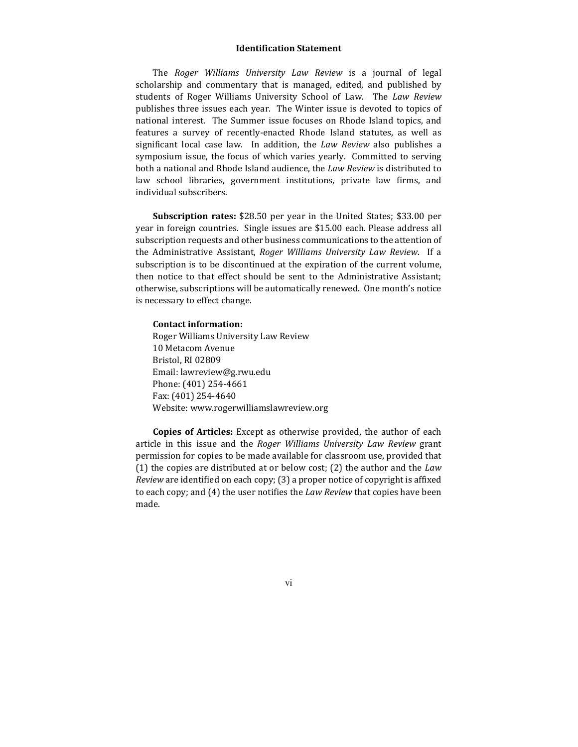## Identification Statement

The *Roger Williams University Law Review* is a journal of legal scholarship and commentary that is managed, edited, and published by students of Roger Williams University School of Law. The *Law Review* publishes three issues each year. The Winter issue is devoted to topics of national interest. The Summer issue focuses on Rhode Island topics, and features a survey of recently-enacted Rhode Island statutes, as well as significant local case law. In addition, the *Law Review* also publishes a symposium issue, the focus of which varies yearly. Committed to serving both a national and Rhode Island audience, the *Law Review* is distributed to law school libraries, government institutions, private law firms, and individual subscribers.

**Subscription rates:** $28.50 per year in the United States; $33.00 per year in foreign countries. Single issues are $15.00 each. Please address all subscription requests and other business communications to the attention of the Administrative Assistant, *Roger Williams University Law Review*. If a subscription is to be discontinued at the expiration of the current volume, then notice to that effect should be sent to the Administrative Assistant; otherwise, subscriptions will be automatically renewed. One month's notice is necessary to effect change.

**Contact information:**
Roger Williams University Law Review
10 Metacom Avenue
Bristol, RI 02809
Email: lawreview@g.rwu.edu
Phone: (401) 254-4661
Fax: (401) 254-4640
Website: www.rogerwilliamslawreview.org

**Copies of Articles:** Except as otherwise provided, the author of each article in this issue and the *Roger Williams University Law Review* grant permission for copies to be made available for classroom use, provided that (1) the copies are distributed at or below cost; (2) the author and the *Law Review* are identified on each copy; (3) a proper notice of copyright is affixed to each copy; and (4) the user notifies the *Law Review* that copies have been made.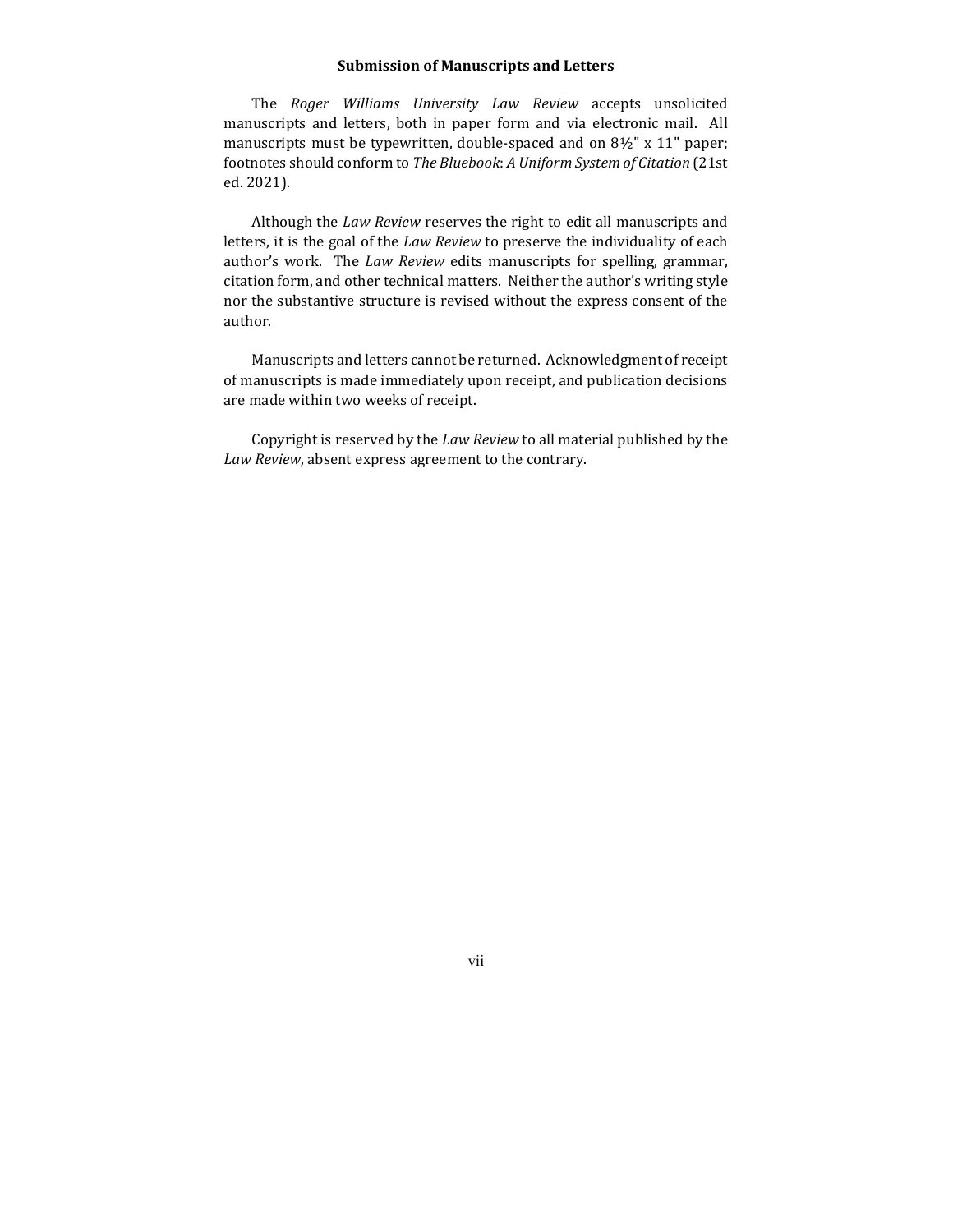## Submission of Manuscripts and Letters

The *Roger Williams University Law Review* accepts unsolicited manuscripts and letters, both in paper form and via electronic mail. All manuscripts must be typewritten, double-spaced and on 8½" x 11" paper; footnotes should conform to *The Bluebook*: *A Uniform System of Citation* (21st ed. 2021).

Although the *Law Review* reserves the right to edit all manuscripts and letters, it is the goal of the *Law Review* to preserve the individuality of each author's work. The *Law Review* edits manuscripts for spelling, grammar, citation form, and other technical matters. Neither the author's writing style nor the substantive structure is revised without the express consent of the author.

Manuscripts and letters cannot be returned. Acknowledgment of receipt of manuscripts is made immediately upon receipt, and publication decisions are made within two weeks of receipt.

Copyright is reserved by the *Law Review* to all material published by the *Law Review*, absent express agreement to the contrary.